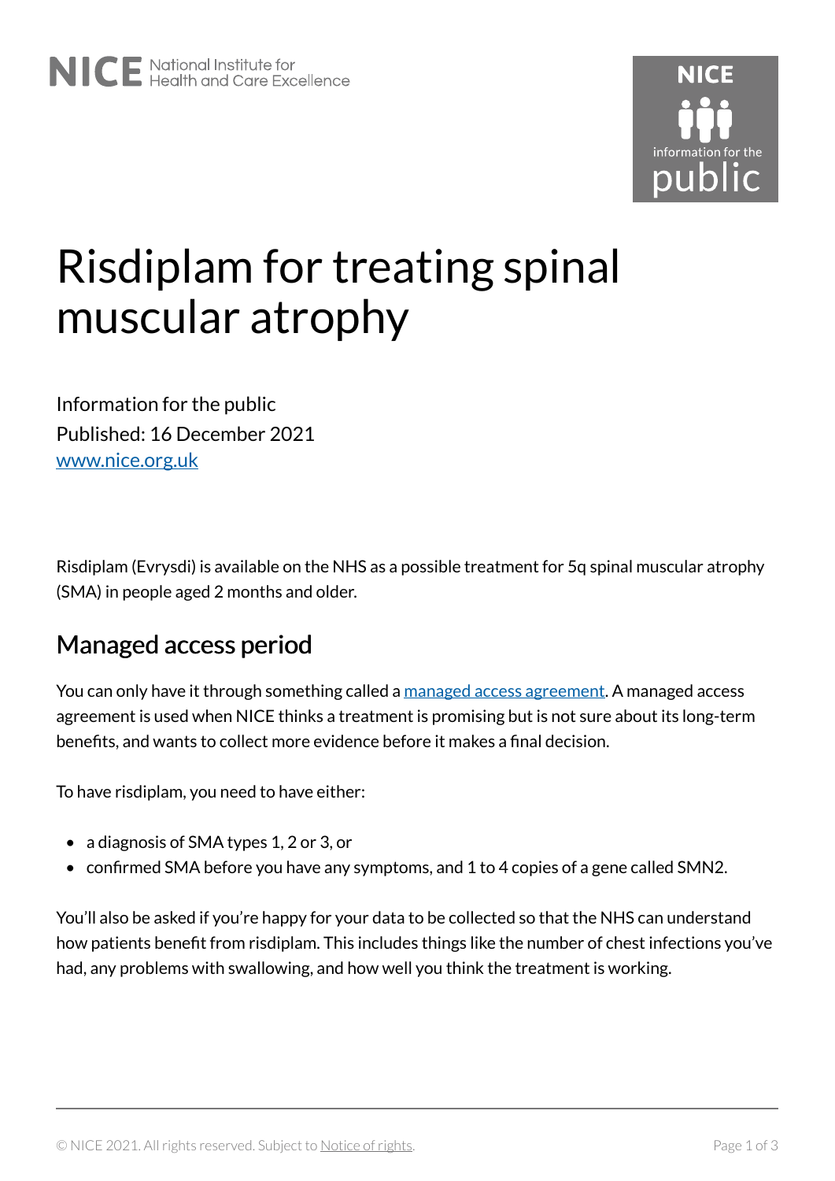# Risdiplam for treating spinal muscular atrophy

Information for the public
Published: 16 December 2021
www.nice.org.uk

Risdiplam (Evrysdi) is available on the NHS as a possible treatment for 5q spinal muscular atrophy (SMA) in people aged 2 months and older.

## Managed access period

You can only have it through something called a managed access agreement. A managed access agreement is used when NICE thinks a treatment is promising but is not sure about its long-term benefits, and wants to collect more evidence before it makes a final decision.

To have risdiplam, you need to have either:

- a diagnosis of SMA types 1, 2 or 3, or
- confirmed SMA before you have any symptoms, and 1 to 4 copies of a gene called SMN2.

You'll also be asked if you're happy for your data to be collected so that the NHS can understand how patients benefit from risdiplam. This includes things like the number of chest infections you've had, any problems with swallowing, and how well you think the treatment is working.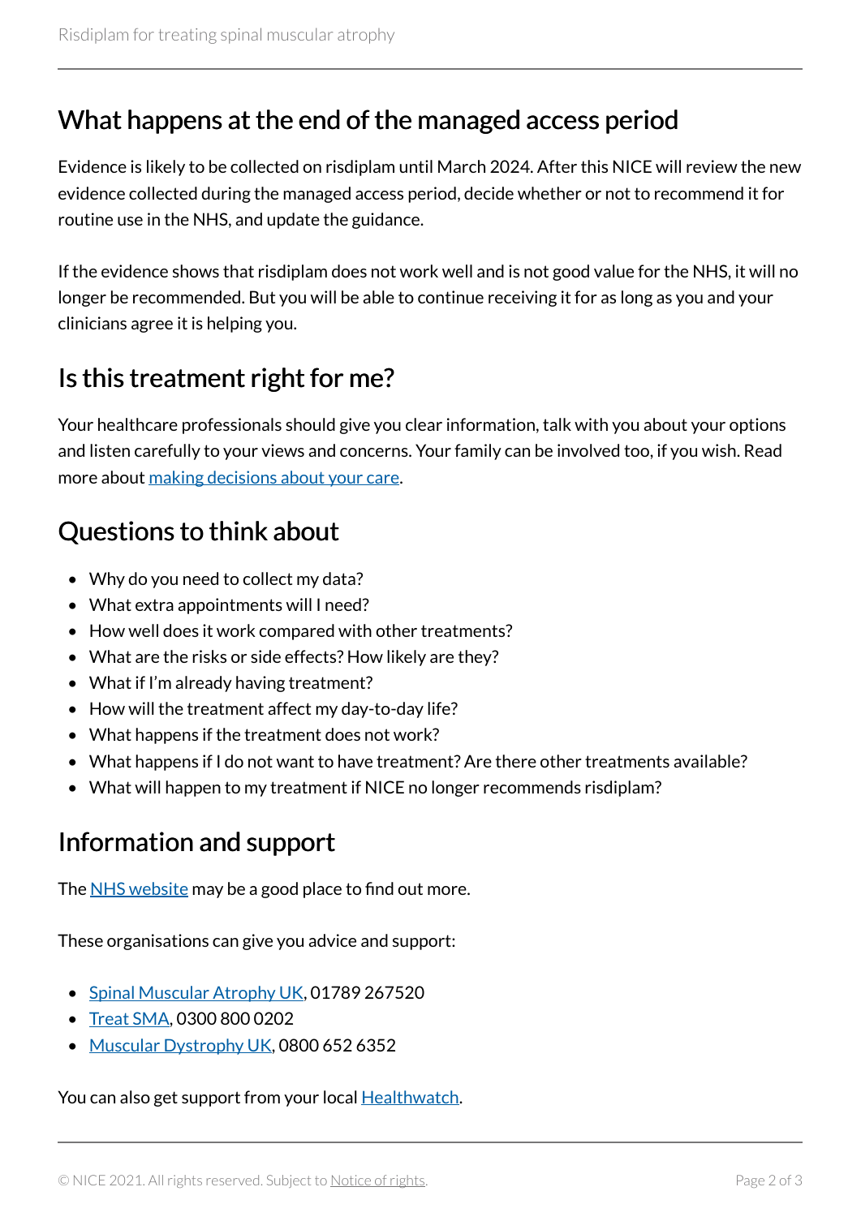## What happens at the end of the managed access period

Evidence is likely to be collected on risdiplam until March 2024. After this NICE will review the new evidence collected during the managed access period, decide whether or not to recommend it for routine use in the NHS, and update the guidance.

If the evidence shows that risdiplam does not work well and is not good value for the NHS, it will no longer be recommended. But you will be able to continue receiving it for as long as you and your clinicians agree it is helping you.

## Is this treatment right for me?

Your healthcare professionals should give you clear information, talk with you about your options and listen carefully to your views and concerns. Your family can be involved too, if you wish. Read more about making decisions about your care.

## Questions to think about

- Why do you need to collect my data?
- What extra appointments will I need?
- How well does it work compared with other treatments?
- What are the risks or side effects? How likely are they?
- What if I'm already having treatment?
- How will the treatment affect my day-to-day life?
- What happens if the treatment does not work?
- What happens if I do not want to have treatment? Are there other treatments available?
- What will happen to my treatment if NICE no longer recommends risdiplam?

## Information and support

The NHS website may be a good place to find out more.

These organisations can give you advice and support:

- Spinal Muscular Atrophy UK, 01789 267520
- Treat SMA, 0300 800 0202
- Muscular Dystrophy UK, 0800 652 6352

You can also get support from your local Healthwatch.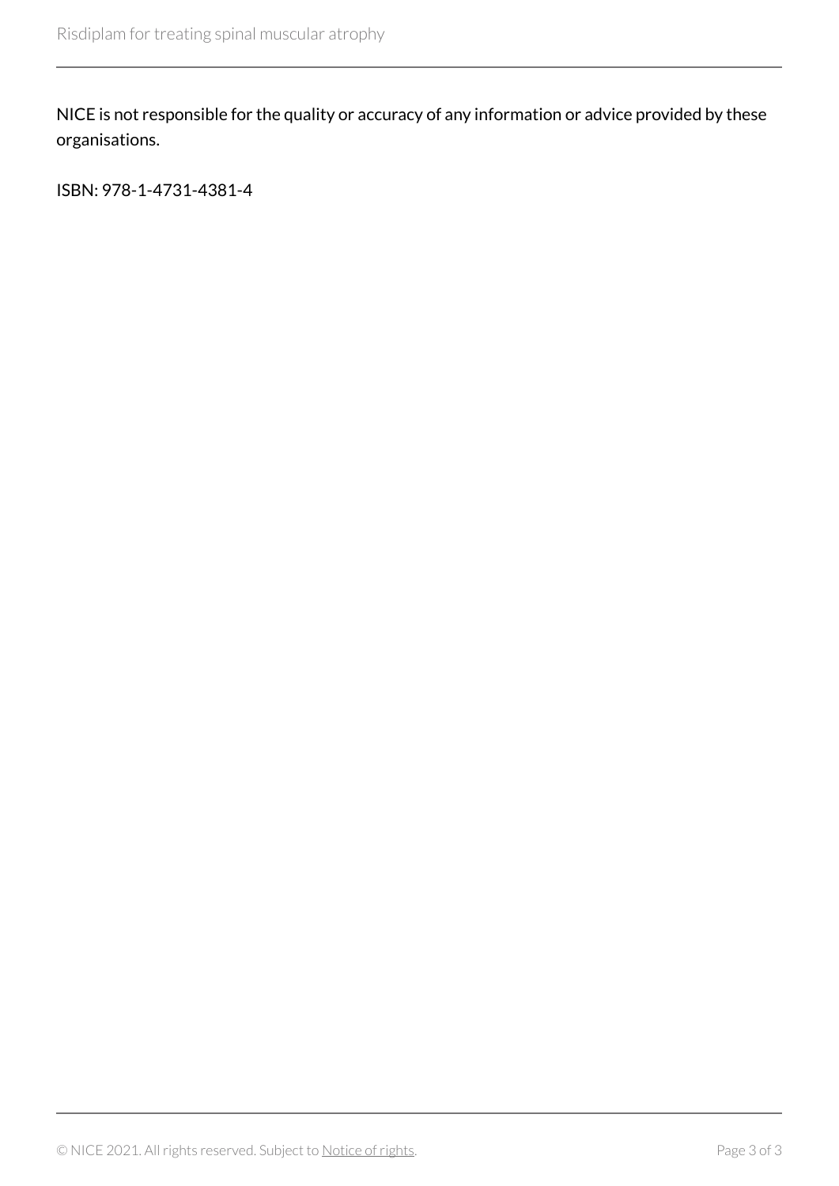NICE is not responsible for the quality or accuracy of any information or advice provided by these organisations.

ISBN: 978-1-4731-4381-4